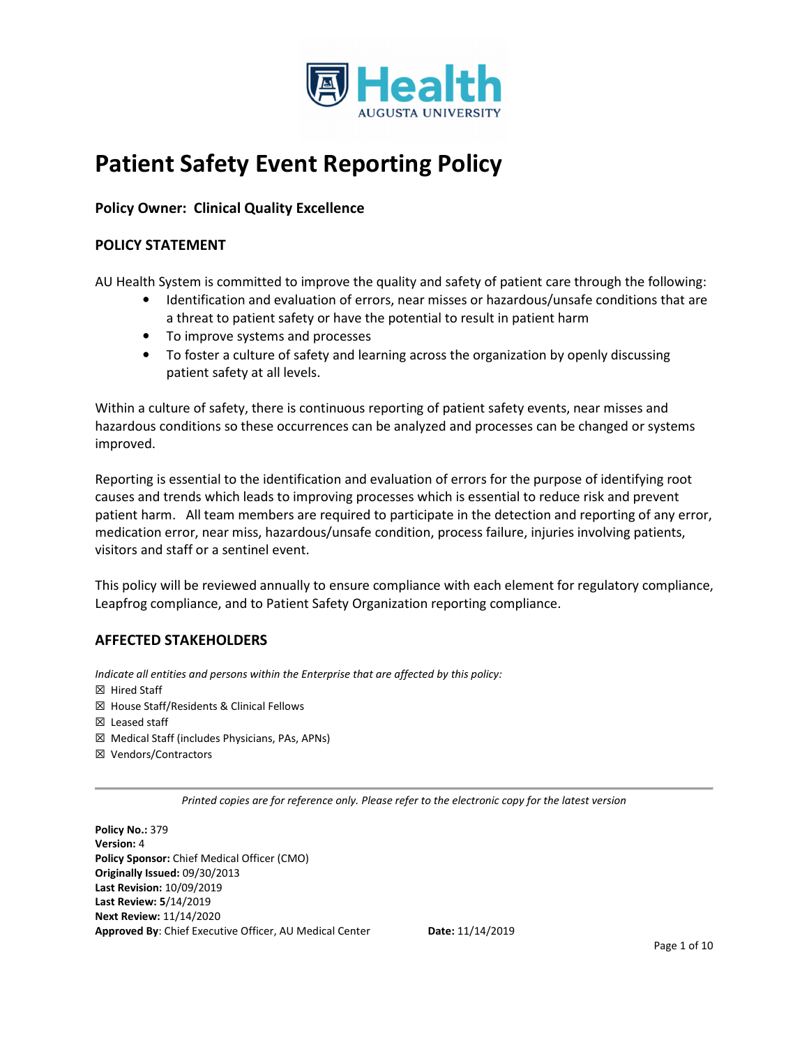# Patient Safety Event Reporting Policy

**Policy Owner: Clinical Quality Excellence**

## POLICY STATEMENT

AU Health System is committed to improve the quality and safety of patient care through the following:

- Identification and evaluation of errors, near misses or hazardous/unsafe conditions that are a threat to patient safety or have the potential to result in patient harm
- To improve systems and processes
- To foster a culture of safety and learning across the organization by openly discussing patient safety at all levels.

Within a culture of safety, there is continuous reporting of patient safety events, near misses and hazardous conditions so these occurrences can be analyzed and processes can be changed or systems improved.

Reporting is essential to the identification and evaluation of errors for the purpose of identifying root causes and trends which leads to improving processes which is essential to reduce risk and prevent patient harm. All team members are required to participate in the detection and reporting of any error, medication error, near miss, hazardous/unsafe condition, process failure, injuries involving patients, visitors and staff or a sentinel event.

This policy will be reviewed annually to ensure compliance with each element for regulatory compliance, Leapfrog compliance, and to Patient Safety Organization reporting compliance.

## AFFECTED STAKEHOLDERS

*Indicate all entities and persons within the Enterprise that are affected by this policy:*

☒ Hired Staff
☒ House Staff/Residents & Clinical Fellows
☒ Leased staff
☒ Medical Staff (includes Physicians, PAs, APNs)
☒ Vendors/Contractors

*Printed copies are for reference only. Please refer to the electronic copy for the latest version*

**Policy No.:** 379
**Version:** 4
**Policy Sponsor:** Chief Medical Officer (CMO)
**Originally Issued:** 09/30/2013
**Last Revision:** 10/09/2019
**Last Review:** **5**/14/2019
**Next Review:** 11/14/2020
**Approved By**: Chief Executive Officer, AU Medical Center **Date:** 11/14/2019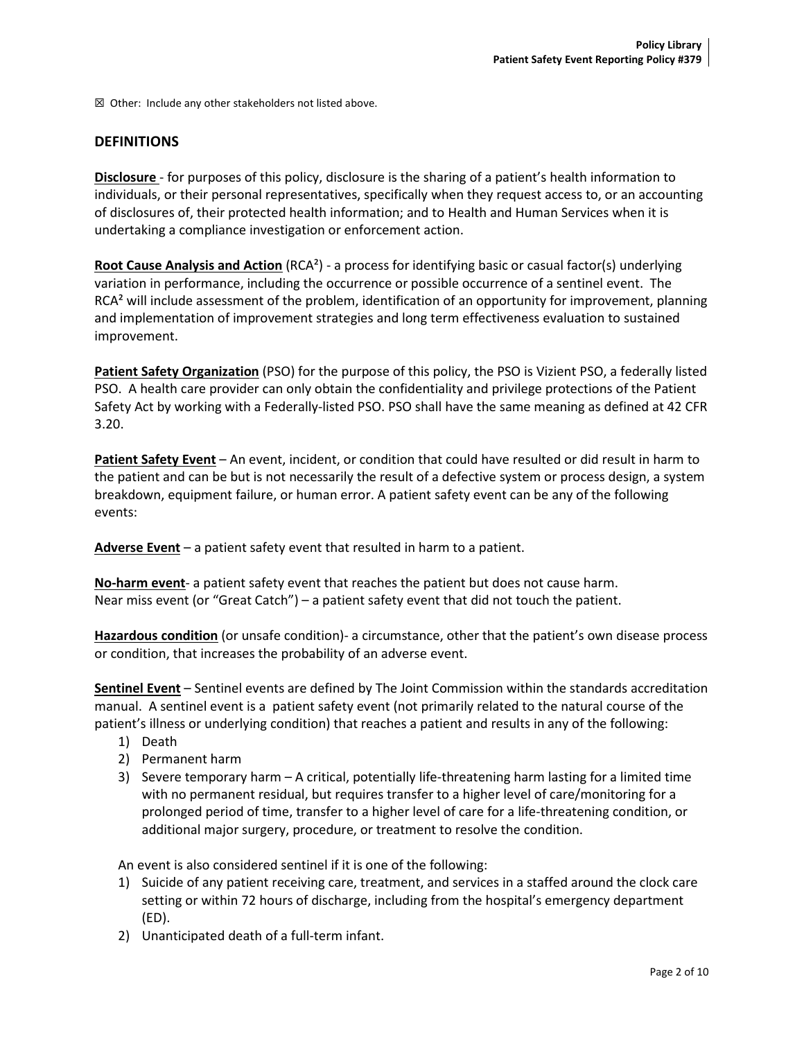☒ Other: Include any other stakeholders not listed above.

## DEFINITIONS

**Disclosure** - for purposes of this policy, disclosure is the sharing of a patient's health information to individuals, or their personal representatives, specifically when they request access to, or an accounting of disclosures of, their protected health information; and to Health and Human Services when it is undertaking a compliance investigation or enforcement action.

**Root Cause Analysis and Action** (RCA²) - a process for identifying basic or casual factor(s) underlying variation in performance, including the occurrence or possible occurrence of a sentinel event. The RCA² will include assessment of the problem, identification of an opportunity for improvement, planning and implementation of improvement strategies and long term effectiveness evaluation to sustained improvement.

**Patient Safety Organization** (PSO) for the purpose of this policy, the PSO is Vizient PSO, a federally listed PSO. A health care provider can only obtain the confidentiality and privilege protections of the Patient Safety Act by working with a Federally-listed PSO. PSO shall have the same meaning as defined at 42 CFR 3.20.

**Patient Safety Event** – An event, incident, or condition that could have resulted or did result in harm to the patient and can be but is not necessarily the result of a defective system or process design, a system breakdown, equipment failure, or human error. A patient safety event can be any of the following events:

**Adverse Event** – a patient safety event that resulted in harm to a patient.

**No-harm event**- a patient safety event that reaches the patient but does not cause harm.
Near miss event (or "Great Catch") – a patient safety event that did not touch the patient.

**Hazardous condition** (or unsafe condition)- a circumstance, other that the patient's own disease process or condition, that increases the probability of an adverse event.

**Sentinel Event** – Sentinel events are defined by The Joint Commission within the standards accreditation manual. A sentinel event is a patient safety event (not primarily related to the natural course of the patient's illness or underlying condition) that reaches a patient and results in any of the following:

1) Death
2) Permanent harm
3) Severe temporary harm – A critical, potentially life-threatening harm lasting for a limited time with no permanent residual, but requires transfer to a higher level of care/monitoring for a prolonged period of time, transfer to a higher level of care for a life-threatening condition, or additional major surgery, procedure, or treatment to resolve the condition.

An event is also considered sentinel if it is one of the following:

1) Suicide of any patient receiving care, treatment, and services in a staffed around the clock care setting or within 72 hours of discharge, including from the hospital's emergency department (ED).
2) Unanticipated death of a full-term infant.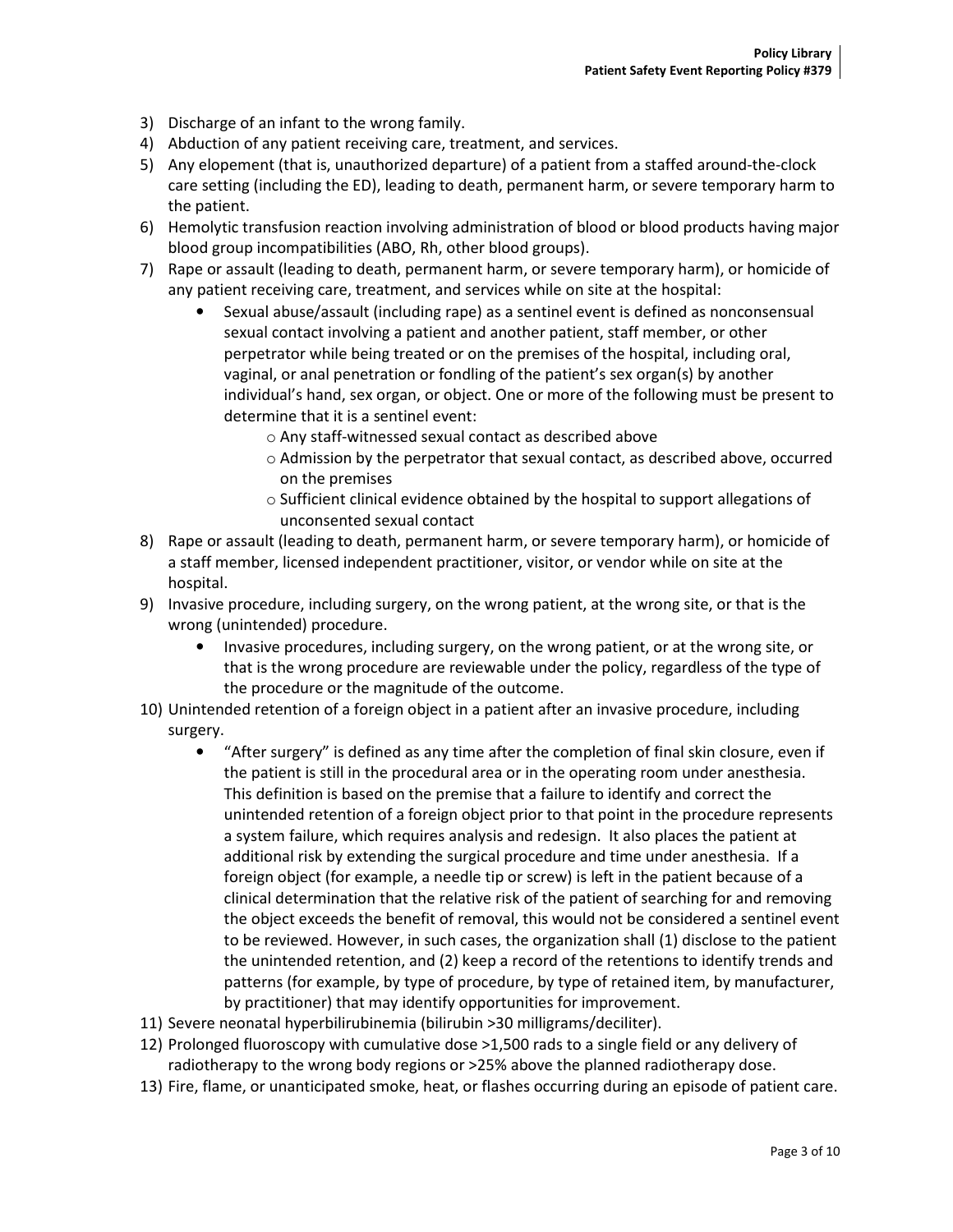3) Discharge of an infant to the wrong family.
4) Abduction of any patient receiving care, treatment, and services.
5) Any elopement (that is, unauthorized departure) of a patient from a staffed around-the-clock care setting (including the ED), leading to death, permanent harm, or severe temporary harm to the patient.
6) Hemolytic transfusion reaction involving administration of blood or blood products having major blood group incompatibilities (ABO, Rh, other blood groups).
7) Rape or assault (leading to death, permanent harm, or severe temporary harm), or homicide of any patient receiving care, treatment, and services while on site at the hospital:
    - Sexual abuse/assault (including rape) as a sentinel event is defined as nonconsensual sexual contact involving a patient and another patient, staff member, or other perpetrator while being treated or on the premises of the hospital, including oral, vaginal, or anal penetration or fondling of the patient's sex organ(s) by another individual's hand, sex organ, or object. One or more of the following must be present to determine that it is a sentinel event:
        - Any staff-witnessed sexual contact as described above
        - Admission by the perpetrator that sexual contact, as described above, occurred on the premises
        - Sufficient clinical evidence obtained by the hospital to support allegations of unconsented sexual contact
8) Rape or assault (leading to death, permanent harm, or severe temporary harm), or homicide of a staff member, licensed independent practitioner, visitor, or vendor while on site at the hospital.
9) Invasive procedure, including surgery, on the wrong patient, at the wrong site, or that is the wrong (unintended) procedure.
    - Invasive procedures, including surgery, on the wrong patient, or at the wrong site, or that is the wrong procedure are reviewable under the policy, regardless of the type of the procedure or the magnitude of the outcome.
10) Unintended retention of a foreign object in a patient after an invasive procedure, including surgery.
    - "After surgery" is defined as any time after the completion of final skin closure, even if the patient is still in the procedural area or in the operating room under anesthesia. This definition is based on the premise that a failure to identify and correct the unintended retention of a foreign object prior to that point in the procedure represents a system failure, which requires analysis and redesign. It also places the patient at additional risk by extending the surgical procedure and time under anesthesia. If a foreign object (for example, a needle tip or screw) is left in the patient because of a clinical determination that the relative risk of the patient of searching for and removing the object exceeds the benefit of removal, this would not be considered a sentinel event to be reviewed. However, in such cases, the organization shall (1) disclose to the patient the unintended retention, and (2) keep a record of the retentions to identify trends and patterns (for example, by type of procedure, by type of retained item, by manufacturer, by practitioner) that may identify opportunities for improvement.
11) Severe neonatal hyperbilirubinemia (bilirubin >30 milligrams/deciliter).
12) Prolonged fluoroscopy with cumulative dose >1,500 rads to a single field or any delivery of radiotherapy to the wrong body regions or >25% above the planned radiotherapy dose.
13) Fire, flame, or unanticipated smoke, heat, or flashes occurring during an episode of patient care.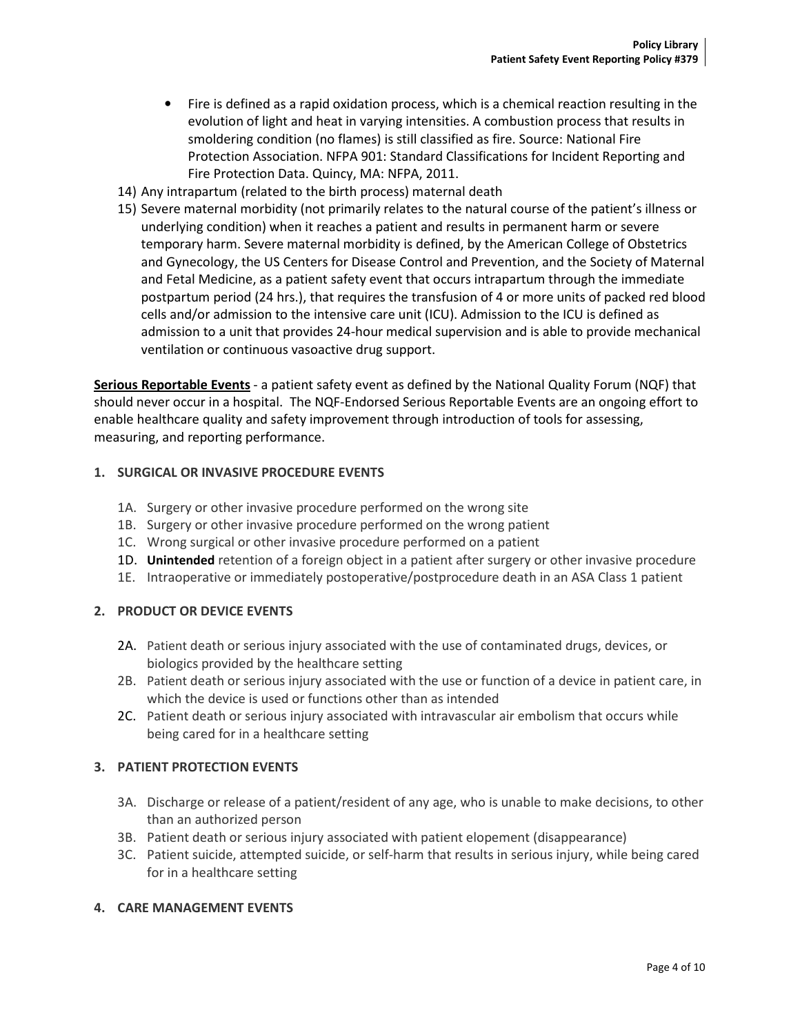- Fire is defined as a rapid oxidation process, which is a chemical reaction resulting in the evolution of light and heat in varying intensities. A combustion process that results in smoldering condition (no flames) is still classified as fire. Source: National Fire Protection Association. NFPA 901: Standard Classifications for Incident Reporting and Fire Protection Data. Quincy, MA: NFPA, 2011.

14) Any intrapartum (related to the birth process) maternal death
15) Severe maternal morbidity (not primarily relates to the natural course of the patient's illness or underlying condition) when it reaches a patient and results in permanent harm or severe temporary harm. Severe maternal morbidity is defined, by the American College of Obstetrics and Gynecology, the US Centers for Disease Control and Prevention, and the Society of Maternal and Fetal Medicine, as a patient safety event that occurs intrapartum through the immediate postpartum period (24 hrs.), that requires the transfusion of 4 or more units of packed red blood cells and/or admission to the intensive care unit (ICU). Admission to the ICU is defined as admission to a unit that provides 24-hour medical supervision and is able to provide mechanical ventilation or continuous vasoactive drug support.

**Serious Reportable Events** - a patient safety event as defined by the National Quality Forum (NQF) that should never occur in a hospital. The NQF-Endorsed Serious Reportable Events are an ongoing effort to enable healthcare quality and safety improvement through introduction of tools for assessing, measuring, and reporting performance.

**1. SURGICAL OR INVASIVE PROCEDURE EVENTS**

- 1A. Surgery or other invasive procedure performed on the wrong site
- 1B. Surgery or other invasive procedure performed on the wrong patient
- 1C. Wrong surgical or other invasive procedure performed on a patient
- 1D. **Unintended** retention of a foreign object in a patient after surgery or other invasive procedure
- 1E. Intraoperative or immediately postoperative/postprocedure death in an ASA Class 1 patient

**2. PRODUCT OR DEVICE EVENTS**

- 2A. Patient death or serious injury associated with the use of contaminated drugs, devices, or biologics provided by the healthcare setting
- 2B. Patient death or serious injury associated with the use or function of a device in patient care, in which the device is used or functions other than as intended
- 2C. Patient death or serious injury associated with intravascular air embolism that occurs while being cared for in a healthcare setting

**3. PATIENT PROTECTION EVENTS**

- 3A. Discharge or release of a patient/resident of any age, who is unable to make decisions, to other than an authorized person
- 3B. Patient death or serious injury associated with patient elopement (disappearance)
- 3C. Patient suicide, attempted suicide, or self-harm that results in serious injury, while being cared for in a healthcare setting

**4. CARE MANAGEMENT EVENTS**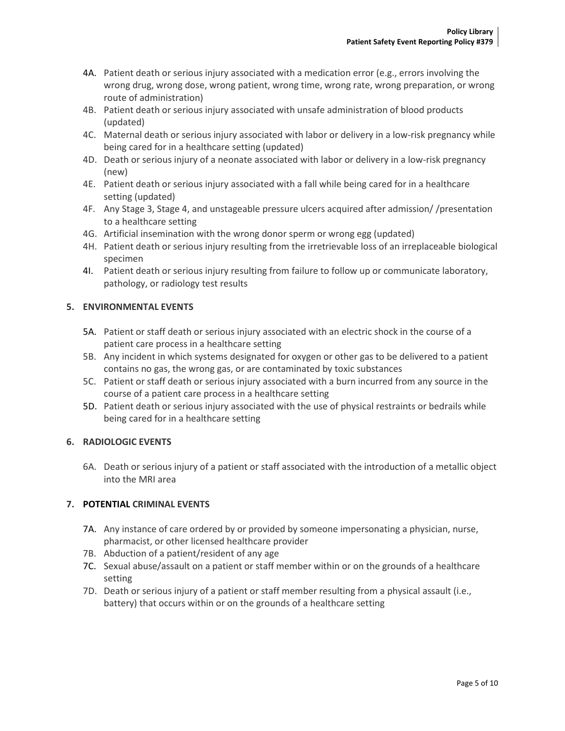- 4A. Patient death or serious injury associated with a medication error (e.g., errors involving the wrong drug, wrong dose, wrong patient, wrong time, wrong rate, wrong preparation, or wrong route of administration)
- 4B. Patient death or serious injury associated with unsafe administration of blood products (updated)
- 4C. Maternal death or serious injury associated with labor or delivery in a low-risk pregnancy while being cared for in a healthcare setting (updated)
- 4D. Death or serious injury of a neonate associated with labor or delivery in a low-risk pregnancy (new)
- 4E. Patient death or serious injury associated with a fall while being cared for in a healthcare setting (updated)
- 4F. Any Stage 3, Stage 4, and unstageable pressure ulcers acquired after admission/ /presentation to a healthcare setting
- 4G. Artificial insemination with the wrong donor sperm or wrong egg (updated)
- 4H. Patient death or serious injury resulting from the irretrievable loss of an irreplaceable biological specimen
- 4I. Patient death or serious injury resulting from failure to follow up or communicate laboratory, pathology, or radiology test results

**5. ENVIRONMENTAL EVENTS**

- 5A. Patient or staff death or serious injury associated with an electric shock in the course of a patient care process in a healthcare setting
- 5B. Any incident in which systems designated for oxygen or other gas to be delivered to a patient contains no gas, the wrong gas, or are contaminated by toxic substances
- 5C. Patient or staff death or serious injury associated with a burn incurred from any source in the course of a patient care process in a healthcare setting
- 5D. Patient death or serious injury associated with the use of physical restraints or bedrails while being cared for in a healthcare setting

**6. RADIOLOGIC EVENTS**

- 6A. Death or serious injury of a patient or staff associated with the introduction of a metallic object into the MRI area

**7. POTENTIAL CRIMINAL EVENTS**

- 7A. Any instance of care ordered by or provided by someone impersonating a physician, nurse, pharmacist, or other licensed healthcare provider
- 7B. Abduction of a patient/resident of any age
- 7C. Sexual abuse/assault on a patient or staff member within or on the grounds of a healthcare setting
- 7D. Death or serious injury of a patient or staff member resulting from a physical assault (i.e., battery) that occurs within or on the grounds of a healthcare setting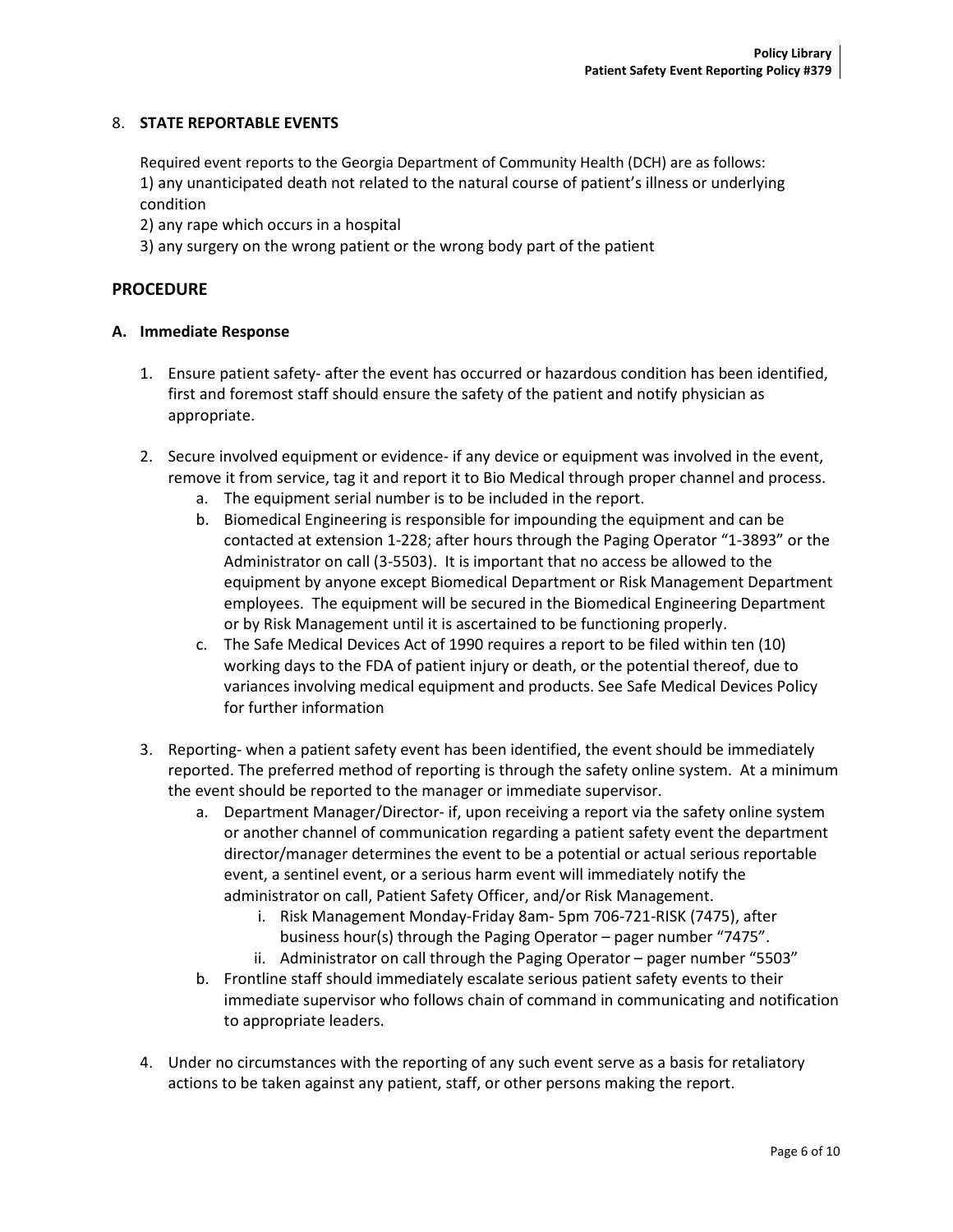8. **STATE REPORTABLE EVENTS**

Required event reports to the Georgia Department of Community Health (DCH) are as follows:
1) any unanticipated death not related to the natural course of patient's illness or underlying condition
2) any rape which occurs in a hospital
3) any surgery on the wrong patient or the wrong body part of the patient

## PROCEDURE

### A. Immediate Response

1. Ensure patient safety- after the event has occurred or hazardous condition has been identified, first and foremost staff should ensure the safety of the patient and notify physician as appropriate.

2. Secure involved equipment or evidence- if any device or equipment was involved in the event, remove it from service, tag it and report it to Bio Medical through proper channel and process.
    a. The equipment serial number is to be included in the report.
    b. Biomedical Engineering is responsible for impounding the equipment and can be contacted at extension 1-228; after hours through the Paging Operator "1-3893" or the Administrator on call (3-5503). It is important that no access be allowed to the equipment by anyone except Biomedical Department or Risk Management Department employees. The equipment will be secured in the Biomedical Engineering Department or by Risk Management until it is ascertained to be functioning properly.
    c. The Safe Medical Devices Act of 1990 requires a report to be filed within ten (10) working days to the FDA of patient injury or death, or the potential thereof, due to variances involving medical equipment and products. See Safe Medical Devices Policy for further information

3. Reporting- when a patient safety event has been identified, the event should be immediately reported. The preferred method of reporting is through the safety online system. At a minimum the event should be reported to the manager or immediate supervisor.
    a. Department Manager/Director- if, upon receiving a report via the safety online system or another channel of communication regarding a patient safety event the department director/manager determines the event to be a potential or actual serious reportable event, a sentinel event, or a serious harm event will immediately notify the administrator on call, Patient Safety Officer, and/or Risk Management.
        i. Risk Management Monday-Friday 8am- 5pm 706-721-RISK (7475), after business hour(s) through the Paging Operator – pager number "7475".
        ii. Administrator on call through the Paging Operator – pager number "5503"
    b. Frontline staff should immediately escalate serious patient safety events to their immediate supervisor who follows chain of command in communicating and notification to appropriate leaders.

4. Under no circumstances with the reporting of any such event serve as a basis for retaliatory actions to be taken against any patient, staff, or other persons making the report.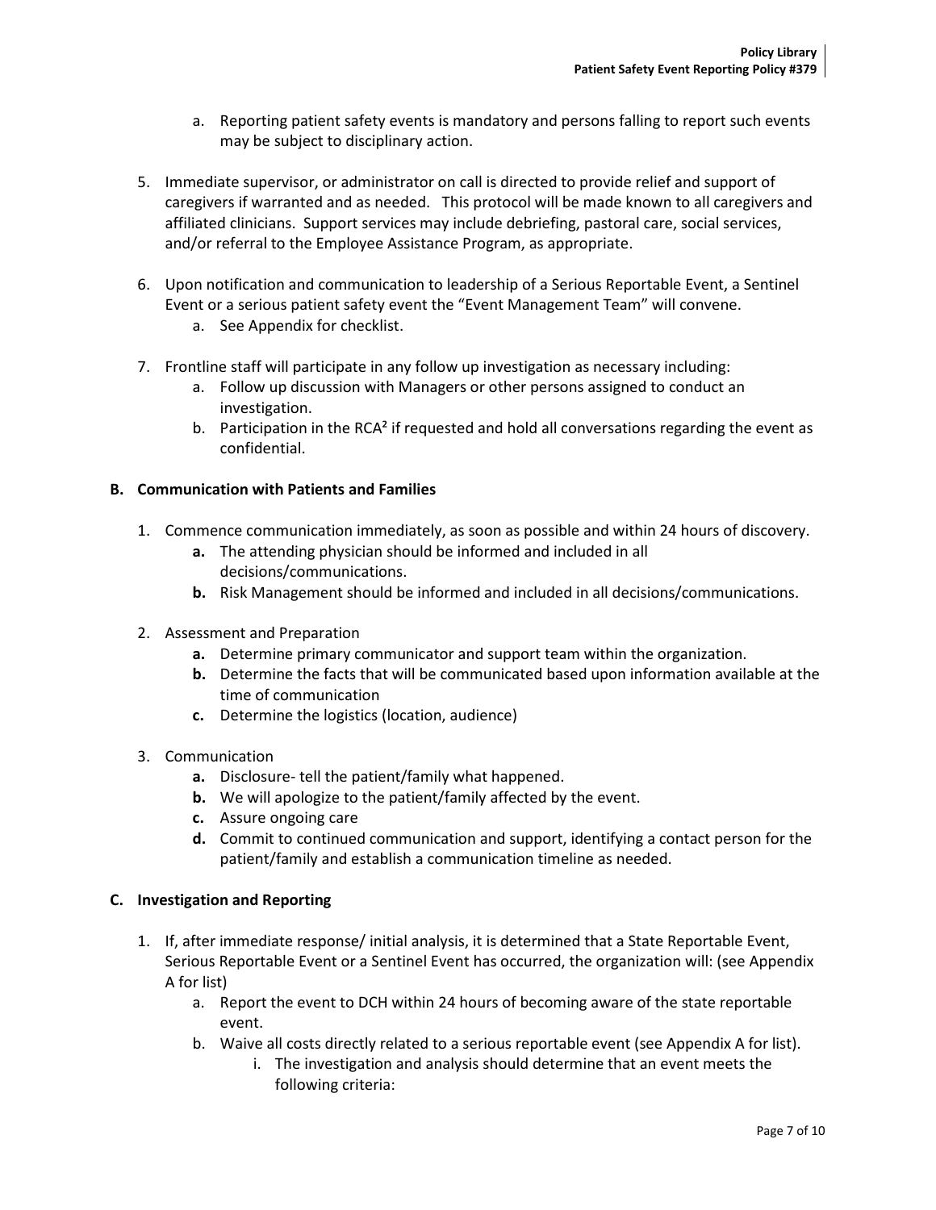a. Reporting patient safety events is mandatory and persons falling to report such events may be subject to disciplinary action.

5. Immediate supervisor, or administrator on call is directed to provide relief and support of caregivers if warranted and as needed. This protocol will be made known to all caregivers and affiliated clinicians. Support services may include debriefing, pastoral care, social services, and/or referral to the Employee Assistance Program, as appropriate.

6. Upon notification and communication to leadership of a Serious Reportable Event, a Sentinel Event or a serious patient safety event the "Event Management Team" will convene.
   a. See Appendix for checklist.

7. Frontline staff will participate in any follow up investigation as necessary including:
   a. Follow up discussion with Managers or other persons assigned to conduct an investigation.
   b. Participation in the RCA[2] if requested and hold all conversations regarding the event as confidential.

### B. Communication with Patients and Families

1. Commence communication immediately, as soon as possible and within 24 hours of discovery.
   **a.** The attending physician should be informed and included in all decisions/communications.
   **b.** Risk Management should be informed and included in all decisions/communications.

2. Assessment and Preparation
   **a.** Determine primary communicator and support team within the organization.
   **b.** Determine the facts that will be communicated based upon information available at the time of communication
   **c.** Determine the logistics (location, audience)

3. Communication
   **a.** Disclosure- tell the patient/family what happened.
   **b.** We will apologize to the patient/family affected by the event.
   **c.** Assure ongoing care
   **d.** Commit to continued communication and support, identifying a contact person for the patient/family and establish a communication timeline as needed.

### C. Investigation and Reporting

1. If, after immediate response/ initial analysis, it is determined that a State Reportable Event, Serious Reportable Event or a Sentinel Event has occurred, the organization will: (see Appendix A for list)
   a. Report the event to DCH within 24 hours of becoming aware of the state reportable event.
   b. Waive all costs directly related to a serious reportable event (see Appendix A for list).
      i. The investigation and analysis should determine that an event meets the following criteria: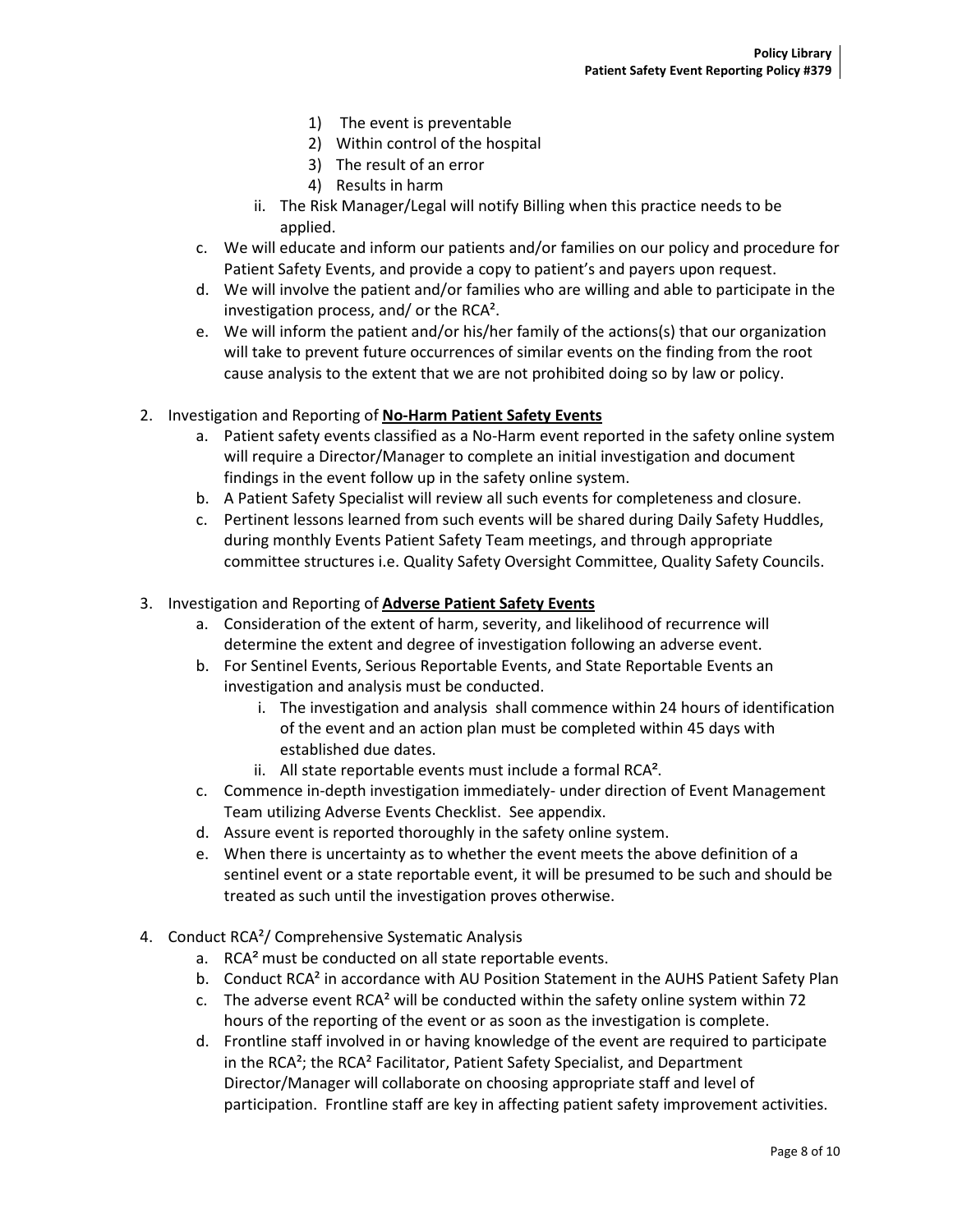1) The event is preventable
2) Within control of the hospital
3) The result of an error
4) Results in harm

ii. The Risk Manager/Legal will notify Billing when this practice needs to be applied.

c. We will educate and inform our patients and/or families on our policy and procedure for Patient Safety Events, and provide a copy to patient's and payers upon request.

d. We will involve the patient and/or families who are willing and able to participate in the investigation process, and/ or the RCA².

e. We will inform the patient and/or his/her family of the actions(s) that our organization will take to prevent future occurrences of similar events on the finding from the root cause analysis to the extent that we are not prohibited doing so by law or policy.

2. Investigation and Reporting of **<u>No-Harm Patient Safety Events</u>**
   a. Patient safety events classified as a No-Harm event reported in the safety online system will require a Director/Manager to complete an initial investigation and document findings in the event follow up in the safety online system.
   b. A Patient Safety Specialist will review all such events for completeness and closure.
   c. Pertinent lessons learned from such events will be shared during Daily Safety Huddles, during monthly Events Patient Safety Team meetings, and through appropriate committee structures i.e. Quality Safety Oversight Committee, Quality Safety Councils.

3. Investigation and Reporting of **<u>Adverse Patient Safety Events</u>**
   a. Consideration of the extent of harm, severity, and likelihood of recurrence will determine the extent and degree of investigation following an adverse event.
   b. For Sentinel Events, Serious Reportable Events, and State Reportable Events an investigation and analysis must be conducted.
      i. The investigation and analysis shall commence within 24 hours of identification of the event and an action plan must be completed within 45 days with established due dates.
      ii. All state reportable events must include a formal RCA².
   c. Commence in-depth investigation immediately- under direction of Event Management Team utilizing Adverse Events Checklist. See appendix.
   d. Assure event is reported thoroughly in the safety online system.
   e. When there is uncertainty as to whether the event meets the above definition of a sentinel event or a state reportable event, it will be presumed to be such and should be treated as such until the investigation proves otherwise.

4. Conduct RCA²/ Comprehensive Systematic Analysis
   a. RCA² must be conducted on all state reportable events.
   b. Conduct RCA² in accordance with AU Position Statement in the AUHS Patient Safety Plan
   c. The adverse event RCA² will be conducted within the safety online system within 72 hours of the reporting of the event or as soon as the investigation is complete.
   d. Frontline staff involved in or having knowledge of the event are required to participate in the RCA²; the RCA² Facilitator, Patient Safety Specialist, and Department Director/Manager will collaborate on choosing appropriate staff and level of participation. Frontline staff are key in affecting patient safety improvement activities.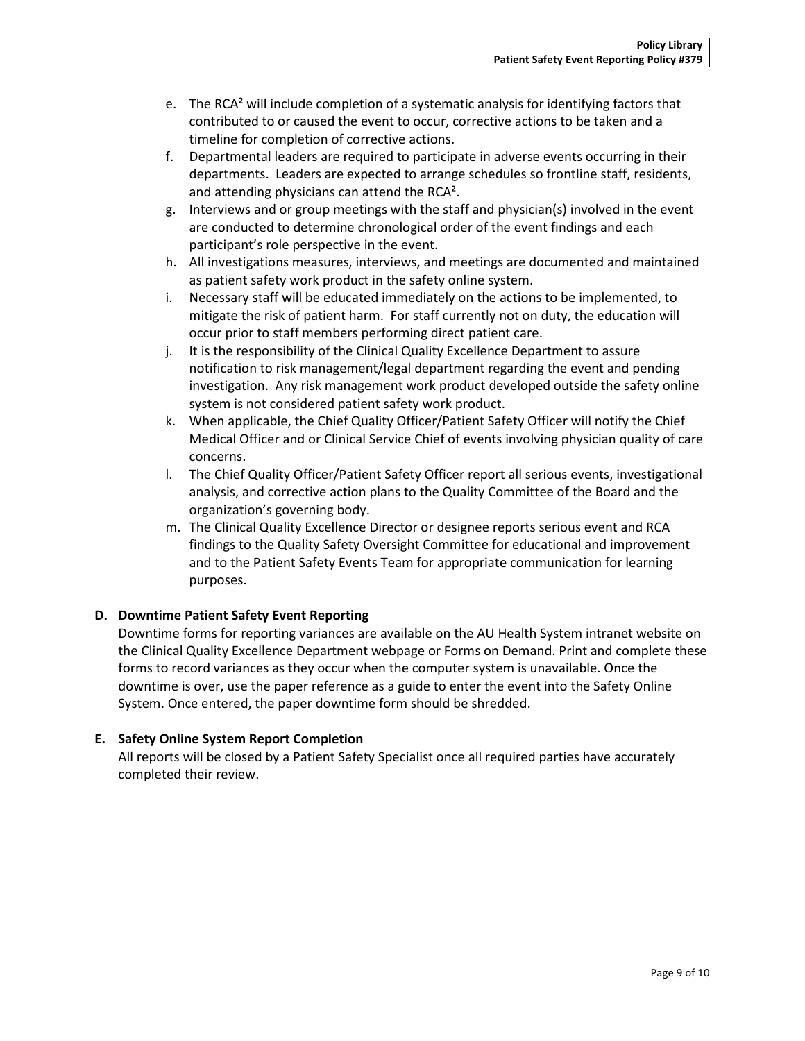e. The RCA² will include completion of a systematic analysis for identifying factors that contributed to or caused the event to occur, corrective actions to be taken and a timeline for completion of corrective actions.
f. Departmental leaders are required to participate in adverse events occurring in their departments. Leaders are expected to arrange schedules so frontline staff, residents, and attending physicians can attend the RCA².
g. Interviews and or group meetings with the staff and physician(s) involved in the event are conducted to determine chronological order of the event findings and each participant's role perspective in the event.
h. All investigations measures, interviews, and meetings are documented and maintained as patient safety work product in the safety online system.
i. Necessary staff will be educated immediately on the actions to be implemented, to mitigate the risk of patient harm. For staff currently not on duty, the education will occur prior to staff members performing direct patient care.
j. It is the responsibility of the Clinical Quality Excellence Department to assure notification to risk management/legal department regarding the event and pending investigation. Any risk management work product developed outside the safety online system is not considered patient safety work product.
k. When applicable, the Chief Quality Officer/Patient Safety Officer will notify the Chief Medical Officer and or Clinical Service Chief of events involving physician quality of care concerns.
l. The Chief Quality Officer/Patient Safety Officer report all serious events, investigational analysis, and corrective action plans to the Quality Committee of the Board and the organization's governing body.
m. The Clinical Quality Excellence Director or designee reports serious event and RCA findings to the Quality Safety Oversight Committee for educational and improvement and to the Patient Safety Events Team for appropriate communication for learning purposes.

**D. Downtime Patient Safety Event Reporting**

Downtime forms for reporting variances are available on the AU Health System intranet website on the Clinical Quality Excellence Department webpage or Forms on Demand. Print and complete these forms to record variances as they occur when the computer system is unavailable. Once the downtime is over, use the paper reference as a guide to enter the event into the Safety Online System. Once entered, the paper downtime form should be shredded.

**E. Safety Online System Report Completion**

All reports will be closed by a Patient Safety Specialist once all required parties have accurately completed their review.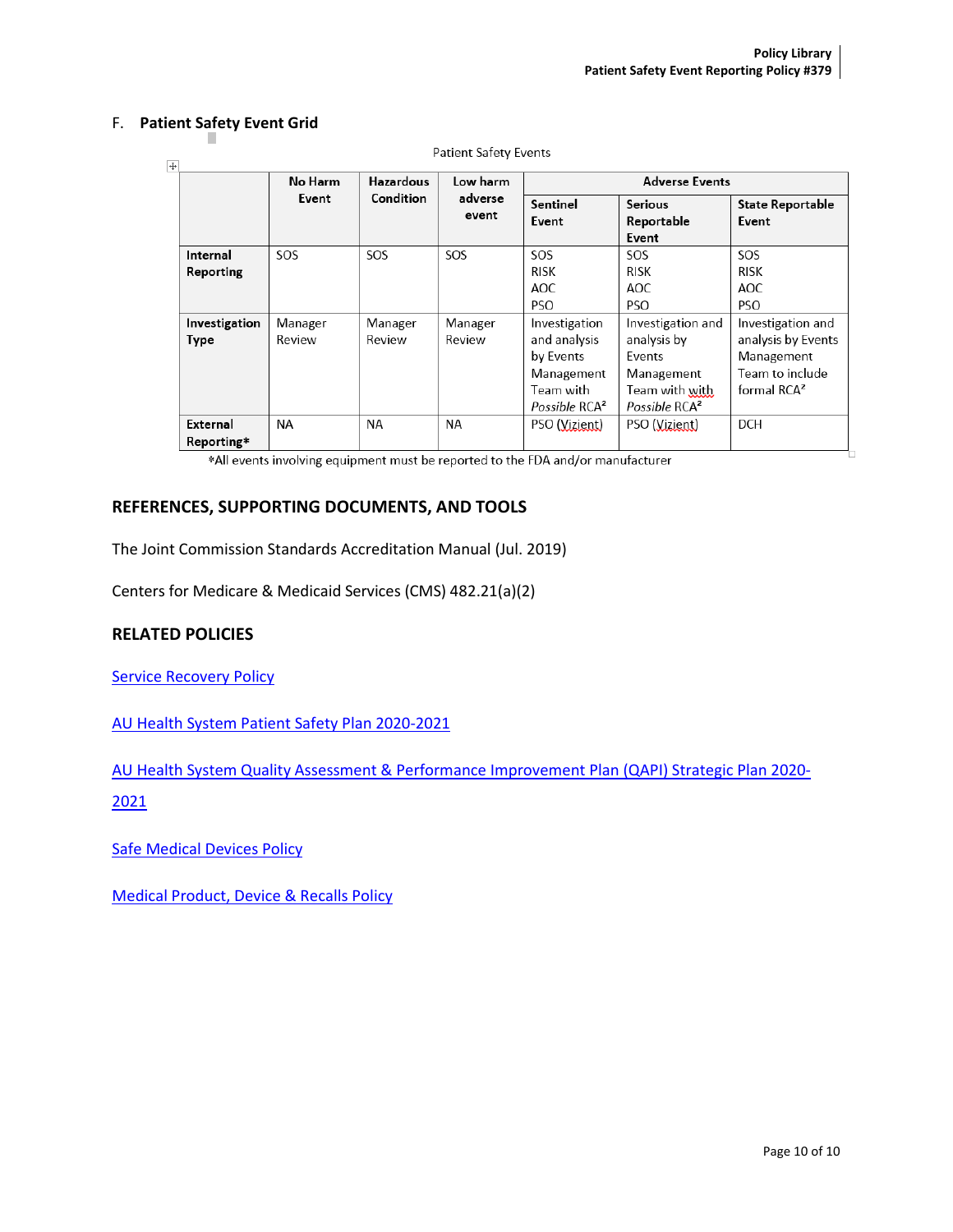F. **Patient Safety Event Grid**

Patient Safety Events

| | No Harm Event | Hazardous Condition | Low harm adverse event | Adverse Events | | |
|---|---|---|---|---|---|---|
| | | | | **Sentinel Event** | **Serious Reportable Event** | **State Reportable Event** |
| **Internal Reporting** | SOS | SOS | SOS | SOS<br>RISK<br>AOC<br>PSO | SOS<br>RISK<br>AOC<br>PSO | SOS<br>RISK<br>AOC<br>PSO |
| **Investigation Type** | Manager Review | Manager Review | Manager Review | Investigation and analysis by Events Management Team with *Possible* RCA² | Investigation and analysis by Events Management Team with with *Possible* RCA² | Investigation and analysis by Events Management Team to include formal RCA² |
| **External Reporting*** | NA | NA | NA | PSO (Vizient) | PSO (Vizient) | DCH |

*All events involving equipment must be reported to the FDA and/or manufacturer

## REFERENCES, SUPPORTING DOCUMENTS, AND TOOLS

The Joint Commission Standards Accreditation Manual (Jul. 2019)

Centers for Medicare & Medicaid Services (CMS) 482.21(a)(2)

## RELATED POLICIES

Service Recovery Policy

AU Health System Patient Safety Plan 2020-2021

AU Health System Quality Assessment & Performance Improvement Plan (QAPI) Strategic Plan 2020-2021

Safe Medical Devices Policy

Medical Product, Device & Recalls Policy